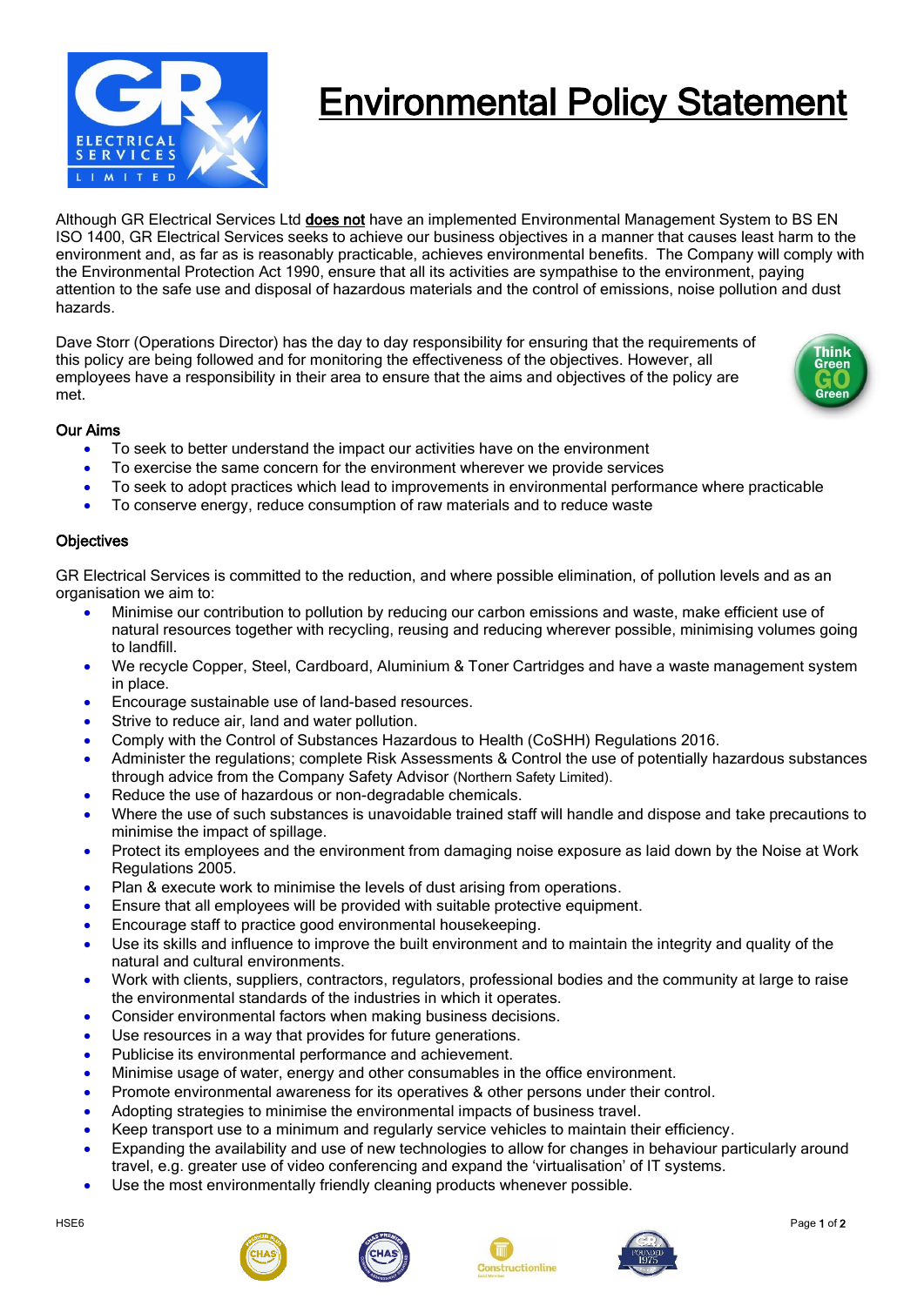# Environmental Policy Statement

Although GR Electrical Services Ltd **does not** have an implemented Environmental Management System to BS EN ISO 1400, GR Electrical Services seeks to achieve our business objectives in a manner that causes least harm to the environment and, as far as is reasonably practicable, achieves environmental benefits. The Company will comply with the Environmental Protection Act 1990, ensure that all its activities are sympathise to the environment, paying attention to the safe use and disposal of hazardous materials and the control of emissions, noise pollution and dust hazards.

Dave Storr (Operations Director) has the day to day responsibility for ensuring that the requirements of this policy are being followed and for monitoring the effectiveness of the objectives. However, all employees have a responsibility in their area to ensure that the aims and objectives of the policy are met.

### Our Aims

- To seek to better understand the impact our activities have on the environment
- To exercise the same concern for the environment wherever we provide services
- To seek to adopt practices which lead to improvements in environmental performance where practicable
- To conserve energy, reduce consumption of raw materials and to reduce waste

### Objectives

GR Electrical Services is committed to the reduction, and where possible elimination, of pollution levels and as an organisation we aim to:

- Minimise our contribution to pollution by reducing our carbon emissions and waste, make efficient use of natural resources together with recycling, reusing and reducing wherever possible, minimising volumes going to landfill.
- We recycle Copper, Steel, Cardboard, Aluminium & Toner Cartridges and have a waste management system in place.
- Encourage sustainable use of land-based resources.
- Strive to reduce air, land and water pollution.
- Comply with the Control of Substances Hazardous to Health (CoSHH) Regulations 2016.
- Administer the regulations; complete Risk Assessments & Control the use of potentially hazardous substances through advice from the Company Safety Advisor (Northern Safety Limited).
- Reduce the use of hazardous or non-degradable chemicals.
- Where the use of such substances is unavoidable trained staff will handle and dispose and take precautions to minimise the impact of spillage.
- Protect its employees and the environment from damaging noise exposure as laid down by the Noise at Work Regulations 2005.
- Plan & execute work to minimise the levels of dust arising from operations.
- Ensure that all employees will be provided with suitable protective equipment.
- Encourage staff to practice good environmental housekeeping.
- Use its skills and influence to improve the built environment and to maintain the integrity and quality of the natural and cultural environments.
- Work with clients, suppliers, contractors, regulators, professional bodies and the community at large to raise the environmental standards of the industries in which it operates.
- Consider environmental factors when making business decisions.
- Use resources in a way that provides for future generations.
- Publicise its environmental performance and achievement.
- Minimise usage of water, energy and other consumables in the office environment.
- Promote environmental awareness for its operatives & other persons under their control.
- Adopting strategies to minimise the environmental impacts of business travel.
- Keep transport use to a minimum and regularly service vehicles to maintain their efficiency.
- Expanding the availability and use of new technologies to allow for changes in behaviour particularly around travel, e.g. greater use of video conferencing and expand the 'virtualisation' of IT systems.
- Use the most environmentally friendly cleaning products whenever possible.

HSE6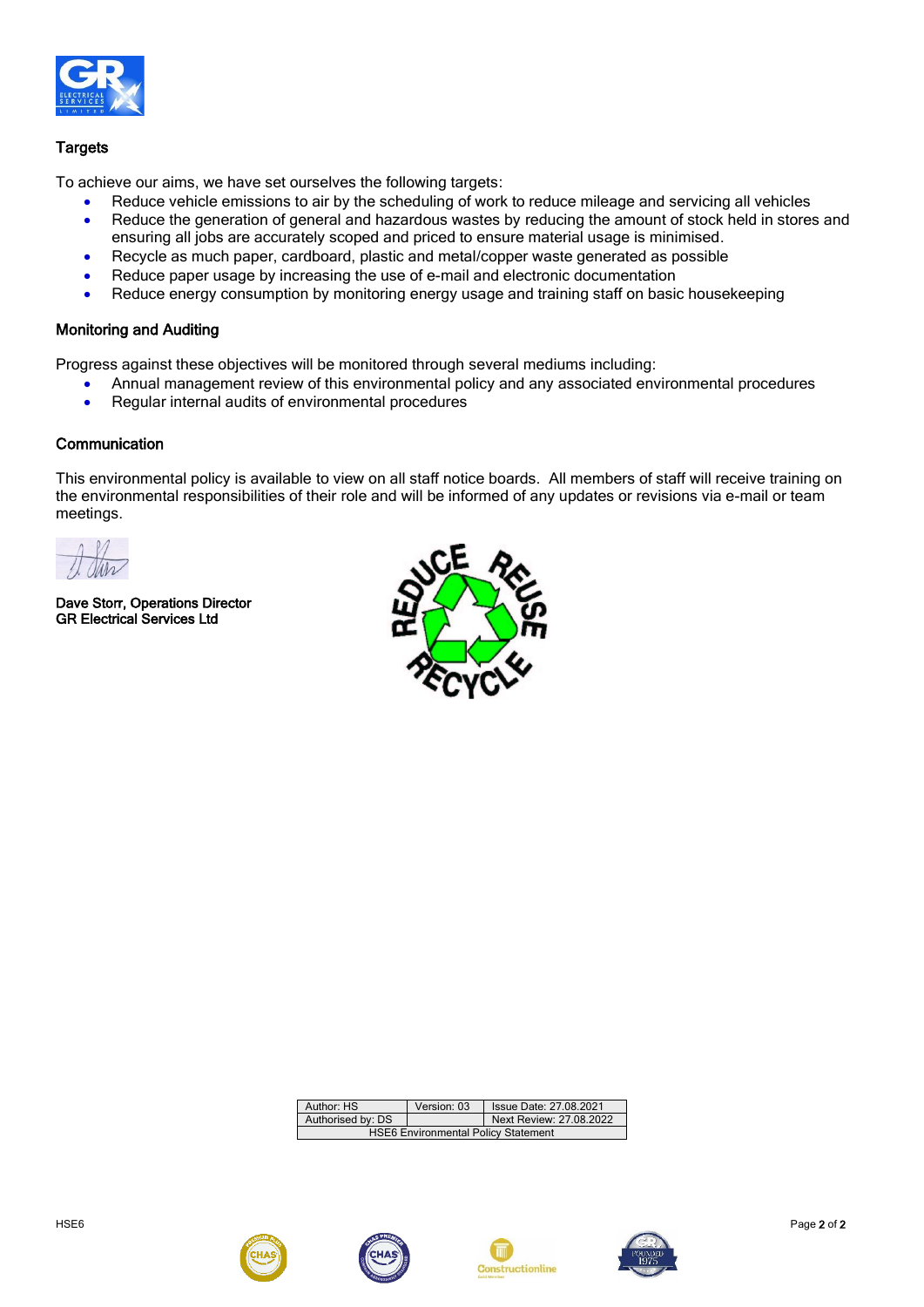## Targets

To achieve our aims, we have set ourselves the following targets:

- Reduce vehicle emissions to air by the scheduling of work to reduce mileage and servicing all vehicles
- Reduce the generation of general and hazardous wastes by reducing the amount of stock held in stores and ensuring all jobs are accurately scoped and priced to ensure material usage is minimised.
- Recycle as much paper, cardboard, plastic and metal/copper waste generated as possible
- Reduce paper usage by increasing the use of e-mail and electronic documentation
- Reduce energy consumption by monitoring energy usage and training staff on basic housekeeping

## Monitoring and Auditing

Progress against these objectives will be monitored through several mediums including:

- Annual management review of this environmental policy and any associated environmental procedures
- Regular internal audits of environmental procedures

## Communication

This environmental policy is available to view on all staff notice boards. All members of staff will receive training on the environmental responsibilities of their role and will be informed of any updates or revisions via e-mail or team meetings.

**Dave Storr, Operations Director**
**GR Electrical Services Ltd**

| | | |
|---|---|---|
| Author: HS | Version: 03 | Issue Date: 27.08.2021 |
| Authorised by: DS | | Next Review: 27.08.2022 |
| HSE6 Environmental Policy Statement | | |